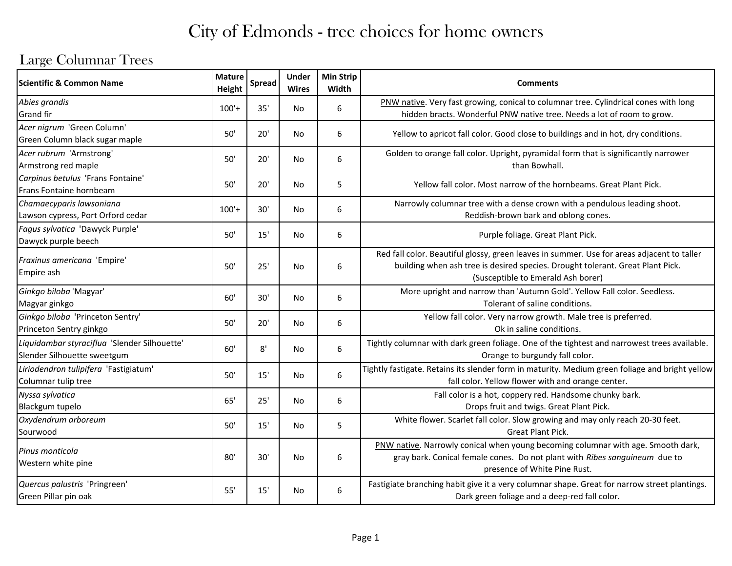# City of Edmonds - tree choices for home owners

## Large Columnar Trees

| Scientific & Common Name | Mature Height | Spread | Under Wires | Min Strip Width | Comments |
|---|---|---|---|---|---|
| *Abies grandis*<br>Grand fir | 100'+ | 35' | No | 6 | PNW native. Very fast growing, conical to columnar tree. Cylindrical cones with long hidden bracts. Wonderful PNW native tree. Needs a lot of room to grow. |
| *Acer nigrum* 'Green Column'<br>Green Column black sugar maple | 50' | 20' | No | 6 | Yellow to apricot fall color. Good close to buildings and in hot, dry conditions. |
| *Acer rubrum* 'Armstrong'<br>Armstrong red maple | 50' | 20' | No | 6 | Golden to orange fall color. Upright, pyramidal form that is significantly narrower than Bowhall. |
| *Carpinus betulus* 'Frans Fontaine'<br>Frans Fontaine hornbeam | 50' | 20' | No | 5 | Yellow fall color. Most narrow of the hornbeams. Great Plant Pick. |
| *Chamaecyparis lawsoniana*<br>Lawson cypress, Port Orford cedar | 100'+ | 30' | No | 6 | Narrowly columnar tree with a dense crown with a pendulous leading shoot. Reddish-brown bark and oblong cones. |
| *Fagus sylvatica* 'Dawyck Purple'<br>Dawyck purple beech | 50' | 15' | No | 6 | Purple foliage. Great Plant Pick. |
| *Fraxinus americana* 'Empire'<br>Empire ash | 50' | 25' | No | 6 | Red fall color. Beautiful glossy, green leaves in summer. Use for areas adjacent to taller building when ash tree is desired species. Drought tolerant. Great Plant Pick. (Susceptible to Emerald Ash borer) |
| *Ginkgo biloba* 'Magyar'<br>Magyar ginkgo | 60' | 30' | No | 6 | More upright and narrow than 'Autumn Gold'. Yellow Fall color. Seedless. Tolerant of saline conditions. |
| *Ginkgo biloba* 'Princeton Sentry'<br>Princeton Sentry ginkgo | 50' | 20' | No | 6 | Yellow fall color. Very narrow growth. Male tree is preferred. Ok in saline conditions. |
| *Liquidambar styraciflua* 'Slender Silhouette'<br>Slender Silhouette sweetgum | 60' | 8' | No | 6 | Tightly columnar with dark green foliage. One of the tightest and narrowest trees available. Orange to burgundy fall color. |
| *Liriodendron tulipifera* 'Fastigiatum'<br>Columnar tulip tree | 50' | 15' | No | 6 | Tightly fastigate. Retains its slender form in maturity. Medium green foliage and bright yellow fall color. Yellow flower with and orange center. |
| *Nyssa sylvatica*<br>Blackgum tupelo | 65' | 25' | No | 6 | Fall color is a hot, coppery red. Handsome chunky bark. Drops fruit and twigs. Great Plant Pick. |
| *Oxydendrum arboreum*<br>Sourwood | 50' | 15' | No | 5 | White flower. Scarlet fall color. Slow growing and may only reach 20-30 feet. Great Plant Pick. |
| *Pinus monticola*<br>Western white pine | 80' | 30' | No | 6 | PNW native. Narrowly conical when young becoming columnar with age. Smooth dark, gray bark. Conical female cones. Do not plant with *Ribes sanguineum* due to presence of White Pine Rust. |
| *Quercus palustris* 'Pringreen'<br>Green Pillar pin oak | 55' | 15' | No | 6 | Fastigiate branching habit give it a very columnar shape. Great for narrow street plantings. Dark green foliage and a deep-red fall color. |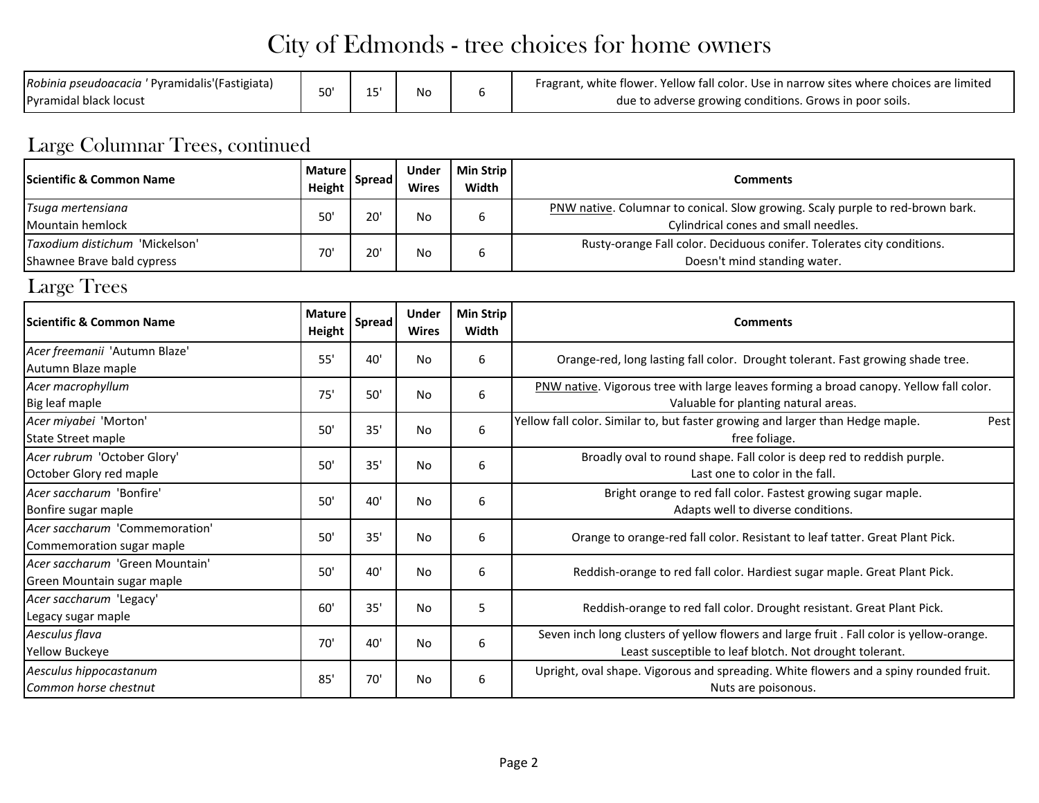# City of Edmonds - tree choices for home owners

| Scientific & Common Name | Mature Height | Spread | Under Wires | Min Strip Width | Comments |
|---|---|---|---|---|---|
| *Robinia pseudoacacia* ' Pyramidalis'(Fastigiata) Pyramidal black locust | 50' | 15' | No | 6 | Fragrant, white flower. Yellow fall color. Use in narrow sites where choices are limited due to adverse growing conditions. Grows in poor soils. |

## Large Columnar Trees, continued

| Scientific & Common Name | Mature Height | Spread | Under Wires | Min Strip Width | Comments |
|---|---|---|---|---|---|
| *Tsuga mertensiana* Mountain hemlock | 50' | 20' | No | 6 | PNW native. Columnar to conical. Slow growing. Scaly purple to red-brown bark. Cylindrical cones and small needles. |
| *Taxodium distichum* 'Mickelson' Shawnee Brave bald cypress | 70' | 20' | No | 6 | Rusty-orange Fall color. Deciduous conifer. Tolerates city conditions. Doesn't mind standing water. |

## Large Trees

| Scientific & Common Name | Mature Height | Spread | Under Wires | Min Strip Width | Comments |
|---|---|---|---|---|---|
| *Acer freemanii* 'Autumn Blaze' Autumn Blaze maple | 55' | 40' | No | 6 | Orange-red, long lasting fall color. Drought tolerant. Fast growing shade tree. |
| *Acer macrophyllum* Big leaf maple | 75' | 50' | No | 6 | PNW native. Vigorous tree with large leaves forming a broad canopy. Yellow fall color. Valuable for planting natural areas. |
| *Acer miyabei* 'Morton' State Street maple | 50' | 35' | No | 6 | Yellow fall color. Similar to, but faster growing and larger than Hedge maple. Pest free foliage. |
| *Acer rubrum* 'October Glory' October Glory red maple | 50' | 35' | No | 6 | Broadly oval to round shape. Fall color is deep red to reddish purple. Last one to color in the fall. |
| *Acer saccharum* 'Bonfire' Bonfire sugar maple | 50' | 40' | No | 6 | Bright orange to red fall color. Fastest growing sugar maple. Adapts well to diverse conditions. |
| *Acer saccharum* 'Commemoration' Commemoration sugar maple | 50' | 35' | No | 6 | Orange to orange-red fall color. Resistant to leaf tatter. Great Plant Pick. |
| *Acer saccharum* 'Green Mountain' Green Mountain sugar maple | 50' | 40' | No | 6 | Reddish-orange to red fall color. Hardiest sugar maple. Great Plant Pick. |
| *Acer saccharum* 'Legacy' Legacy sugar maple | 60' | 35' | No | 5 | Reddish-orange to red fall color. Drought resistant. Great Plant Pick. |
| *Aesculus flava* Yellow Buckeye | 70' | 40' | No | 6 | Seven inch long clusters of yellow flowers and large fruit . Fall color is yellow-orange. Least susceptible to leaf blotch. Not drought tolerant. |
| *Aesculus hippocastanum* *Common horse chestnut* | 85' | 70' | No | 6 | Upright, oval shape. Vigorous and spreading. White flowers and a spiny rounded fruit. Nuts are poisonous. |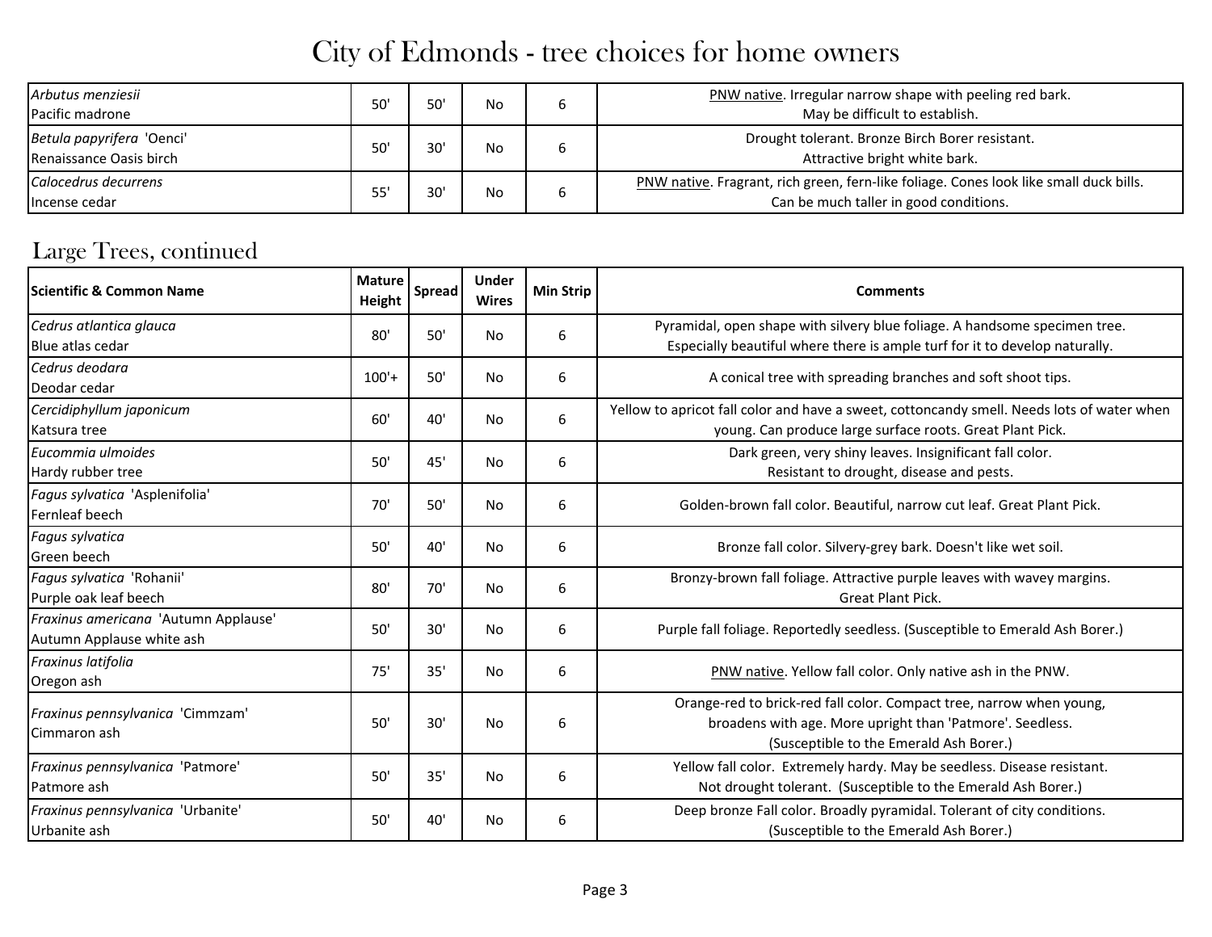# City of Edmonds - tree choices for home owners

| | | | | | |
|---|---|---|---|---|---|
| *Arbutus menziesii*<br>Pacific madrone | 50' | 50' | No | 6 | PNW native. Irregular narrow shape with peeling red bark. May be difficult to establish. |
| *Betula papyrifera* 'Oenci'<br>Renaissance Oasis birch | 50' | 30' | No | 6 | Drought tolerant. Bronze Birch Borer resistant. Attractive bright white bark. |
| *Calocedrus decurrens*<br>Incense cedar | 55' | 30' | No | 6 | PNW native. Fragrant, rich green, fern-like foliage. Cones look like small duck bills. Can be much taller in good conditions. |

## Large Trees, continued

| Scientific & Common Name | Mature Height | Spread | Under Wires | Min Strip | Comments |
|---|---|---|---|---|---|
| *Cedrus atlantica glauca*<br>Blue atlas cedar | 80' | 50' | No | 6 | Pyramidal, open shape with silvery blue foliage. A handsome specimen tree. Especially beautiful where there is ample turf for it to develop naturally. |
| *Cedrus deodara*<br>Deodar cedar | 100'+ | 50' | No | 6 | A conical tree with spreading branches and soft shoot tips. |
| *Cercidiphyllum japonicum*<br>Katsura tree | 60' | 40' | No | 6 | Yellow to apricot fall color and have a sweet, cottoncandy smell. Needs lots of water when young. Can produce large surface roots. Great Plant Pick. |
| *Eucommia ulmoides*<br>Hardy rubber tree | 50' | 45' | No | 6 | Dark green, very shiny leaves. Insignificant fall color. Resistant to drought, disease and pests. |
| *Fagus sylvatica* 'Asplenifolia'<br>Fernleaf beech | 70' | 50' | No | 6 | Golden-brown fall color. Beautiful, narrow cut leaf. Great Plant Pick. |
| *Fagus sylvatica*<br>Green beech | 50' | 40' | No | 6 | Bronze fall color. Silvery-grey bark. Doesn't like wet soil. |
| *Fagus sylvatica* 'Rohanii'<br>Purple oak leaf beech | 80' | 70' | No | 6 | Bronzy-brown fall foliage. Attractive purple leaves with wavey margins. Great Plant Pick. |
| *Fraxinus americana* 'Autumn Applause'<br>Autumn Applause white ash | 50' | 30' | No | 6 | Purple fall foliage. Reportedly seedless. (Susceptible to Emerald Ash Borer.) |
| *Fraxinus latifolia*<br>Oregon ash | 75' | 35' | No | 6 | PNW native. Yellow fall color. Only native ash in the PNW. |
| *Fraxinus pennsylvanica* 'Cimmzam'<br>Cimmaron ash | 50' | 30' | No | 6 | Orange-red to brick-red fall color. Compact tree, narrow when young, broadens with age. More upright than 'Patmore'. Seedless. (Susceptible to the Emerald Ash Borer.) |
| *Fraxinus pennsylvanica* 'Patmore'<br>Patmore ash | 50' | 35' | No | 6 | Yellow fall color. Extremely hardy. May be seedless. Disease resistant. Not drought tolerant. (Susceptible to the Emerald Ash Borer.) |
| *Fraxinus pennsylvanica* 'Urbanite'<br>Urbanite ash | 50' | 40' | No | 6 | Deep bronze Fall color. Broadly pyramidal. Tolerant of city conditions. (Susceptible to the Emerald Ash Borer.) |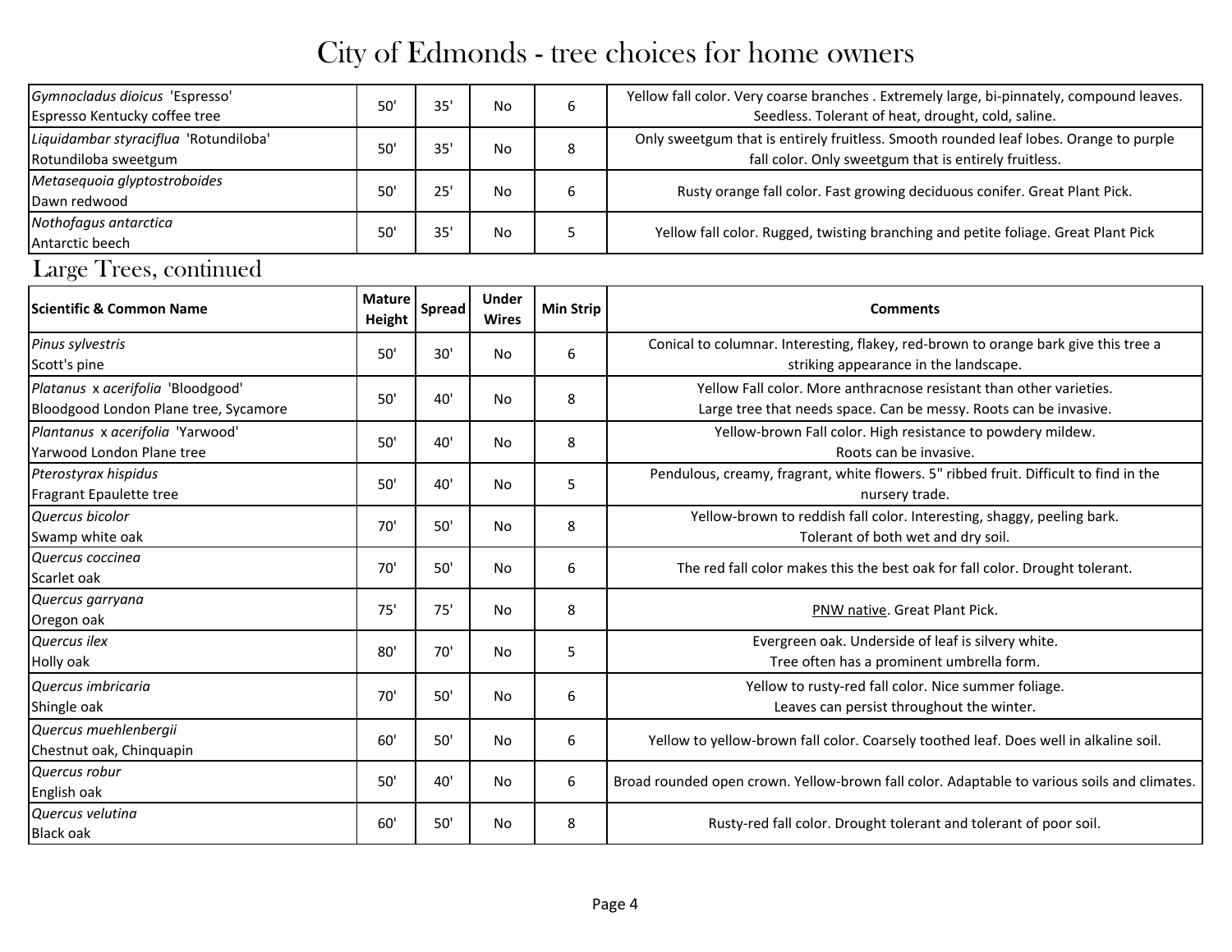# City of Edmonds - tree choices for home owners

| Scientific & Common Name | Mature Height | Spread | Under Wires | Min Strip | Comments |
|---|---|---|---|---|---|
| *Gymnocladus dioicus* 'Espresso' Espresso Kentucky coffee tree | 50' | 35' | No | 6 | Yellow fall color. Very coarse branches . Extremely large, bi-pinnately, compound leaves. Seedless. Tolerant of heat, drought, cold, saline. |
| *Liquidambar styraciflua* 'Rotundiloba' Rotundiloba sweetgum | 50' | 35' | No | 8 | Only sweetgum that is entirely fruitless. Smooth rounded leaf lobes. Orange to purple fall color. Only sweetgum that is entirely fruitless. |
| *Metasequoia glyptostroboides* Dawn redwood | 50' | 25' | No | 6 | Rusty orange fall color. Fast growing deciduous conifer. Great Plant Pick. |
| *Nothofagus antarctica* Antarctic beech | 50' | 35' | No | 5 | Yellow fall color. Rugged, twisting branching and petite foliage. Great Plant Pick |

## Large Trees, continued

| Scientific & Common Name | Mature Height | Spread | Under Wires | Min Strip | Comments |
|---|---|---|---|---|---|
| *Pinus sylvestris* Scott's pine | 50' | 30' | No | 6 | Conical to columnar. Interesting, flakey, red-brown to orange bark give this tree a striking appearance in the landscape. |
| *Platanus* x *acerifolia* 'Bloodgood' Bloodgood London Plane tree, Sycamore | 50' | 40' | No | 8 | Yellow Fall color. More anthracnose resistant than other varieties. Large tree that needs space. Can be messy. Roots can be invasive. |
| *Plantanus* x *acerifolia* 'Yarwood' Yarwood London Plane tree | 50' | 40' | No | 8 | Yellow-brown Fall color. High resistance to powdery mildew. Roots can be invasive. |
| *Pterostyrax hispidus* Fragrant Epaulette tree | 50' | 40' | No | 5 | Pendulous, creamy, fragrant, white flowers. 5" ribbed fruit. Difficult to find in the nursery trade. |
| *Quercus bicolor* Swamp white oak | 70' | 50' | No | 8 | Yellow-brown to reddish fall color. Interesting, shaggy, peeling bark. Tolerant of both wet and dry soil. |
| *Quercus coccinea* Scarlet oak | 70' | 50' | No | 6 | The red fall color makes this the best oak for fall color. Drought tolerant. |
| *Quercus garryana* Oregon oak | 75' | 75' | No | 8 | PNW native. Great Plant Pick. |
| *Quercus ilex* Holly oak | 80' | 70' | No | 5 | Evergreen oak. Underside of leaf is silvery white. Tree often has a prominent umbrella form. |
| *Quercus imbricaria* Shingle oak | 70' | 50' | No | 6 | Yellow to rusty-red fall color. Nice summer foliage. Leaves can persist throughout the winter. |
| *Quercus muehlenbergii* Chestnut oak, Chinquapin | 60' | 50' | No | 6 | Yellow to yellow-brown fall color. Coarsely toothed leaf. Does well in alkaline soil. |
| *Quercus robur* English oak | 50' | 40' | No | 6 | Broad rounded open crown. Yellow-brown fall color. Adaptable to various soils and climates. |
| *Quercus velutina* Black oak | 60' | 50' | No | 8 | Rusty-red fall color. Drought tolerant and tolerant of poor soil. |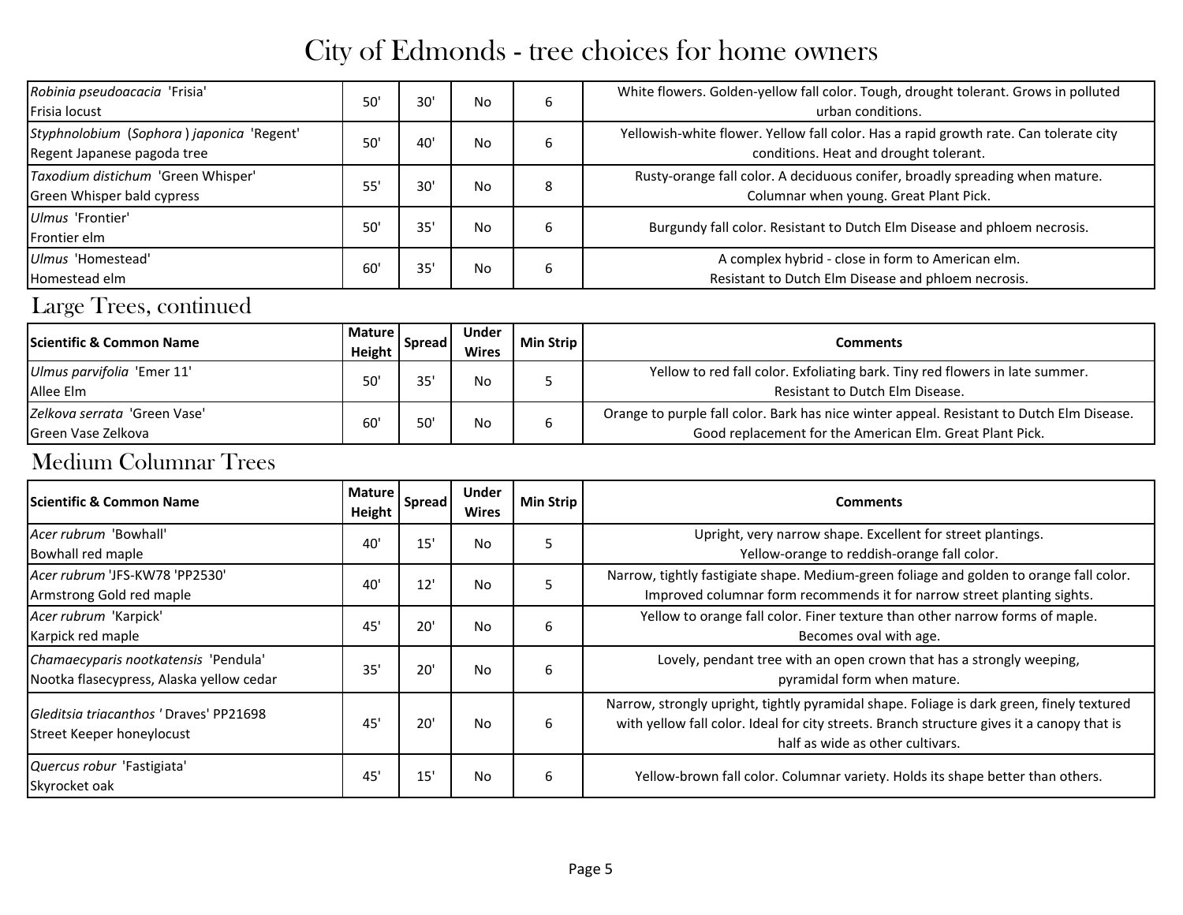# City of Edmonds - tree choices for home owners

| Scientific & Common Name | Mature Height | Spread | Under Wires | Min Strip | Comments |
|---|---|---|---|---|---|
| *Robinia pseudoacacia* 'Frisia'<br>Frisia locust | 50' | 30' | No | 6 | White flowers. Golden-yellow fall color. Tough, drought tolerant. Grows in polluted urban conditions. |
| *Styphnolobium* (*Sophora*) *japonica* 'Regent'<br>Regent Japanese pagoda tree | 50' | 40' | No | 6 | Yellowish-white flower. Yellow fall color. Has a rapid growth rate. Can tolerate city conditions. Heat and drought tolerant. |
| *Taxodium distichum* 'Green Whisper'<br>Green Whisper bald cypress | 55' | 30' | No | 8 | Rusty-orange fall color. A deciduous conifer, broadly spreading when mature. Columnar when young. Great Plant Pick. |
| *Ulmus* 'Frontier'<br>Frontier elm | 50' | 35' | No | 6 | Burgundy fall color. Resistant to Dutch Elm Disease and phloem necrosis. |
| *Ulmus* 'Homestead'<br>Homestead elm | 60' | 35' | No | 6 | A complex hybrid - close in form to American elm. Resistant to Dutch Elm Disease and phloem necrosis. |

## Large Trees, continued

| Scientific & Common Name | Mature Height | Spread | Under Wires | Min Strip | Comments |
|---|---|---|---|---|---|
| *Ulmus parvifolia* 'Emer 11'<br>Allee Elm | 50' | 35' | No | 5 | Yellow to red fall color. Exfoliating bark. Tiny red flowers in late summer. Resistant to Dutch Elm Disease. |
| *Zelkova serrata* 'Green Vase'<br>Green Vase Zelkova | 60' | 50' | No | 6 | Orange to purple fall color. Bark has nice winter appeal. Resistant to Dutch Elm Disease. Good replacement for the American Elm. Great Plant Pick. |

## Medium Columnar Trees

| Scientific & Common Name | Mature Height | Spread | Under Wires | Min Strip | Comments |
|---|---|---|---|---|---|
| *Acer rubrum* 'Bowhall'<br>Bowhall red maple | 40' | 15' | No | 5 | Upright, very narrow shape. Excellent for street plantings. Yellow-orange to reddish-orange fall color. |
| *Acer rubrum* 'JFS-KW78 'PP2530'<br>Armstrong Gold red maple | 40' | 12' | No | 5 | Narrow, tightly fastigiate shape. Medium-green foliage and golden to orange fall color. Improved columnar form recommends it for narrow street planting sights. |
| *Acer rubrum* 'Karpick'<br>Karpick red maple | 45' | 20' | No | 6 | Yellow to orange fall color. Finer texture than other narrow forms of maple. Becomes oval with age. |
| *Chamaecyparis nootkatensis* 'Pendula'<br>Nootka flasecypress, Alaska yellow cedar | 35' | 20' | No | 6 | Lovely, pendant tree with an open crown that has a strongly weeping, pyramidal form when mature. |
| *Gleditsia triacanthos* ' Draves' PP21698<br>Street Keeper honeylocust | 45' | 20' | No | 6 | Narrow, strongly upright, tightly pyramidal shape. Foliage is dark green, finely textured with yellow fall color. Ideal for city streets. Branch structure gives it a canopy that is half as wide as other cultivars. |
| *Quercus robur* 'Fastigiata'<br>Skyrocket oak | 45' | 15' | No | 6 | Yellow-brown fall color. Columnar variety. Holds its shape better than others. |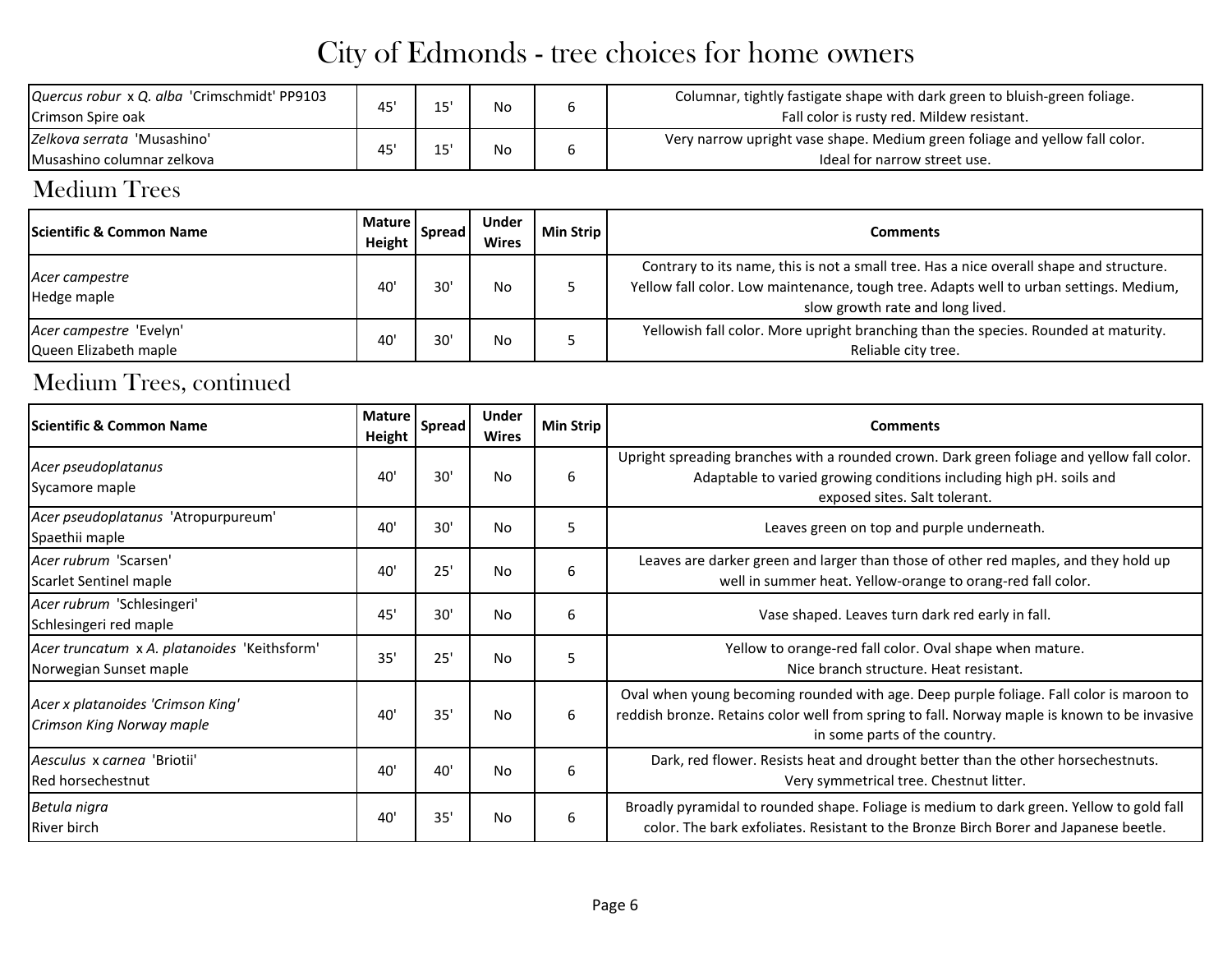# City of Edmonds - tree choices for home owners

| Scientific & Common Name | Mature Height | Spread | Under Wires | Min Strip | Comments |
|---|---|---|---|---|---|
| *Quercus robur* x *Q. alba* 'Crimschmidt' PP9103<br>Crimson Spire oak | 45' | 15' | No | 6 | Columnar, tightly fastigate shape with dark green to bluish-green foliage. Fall color is rusty red. Mildew resistant. |
| *Zelkova serrata* 'Musashino'<br>Musashino columnar zelkova | 45' | 15' | No | 6 | Very narrow upright vase shape. Medium green foliage and yellow fall color. Ideal for narrow street use. |

## Medium Trees

| Scientific & Common Name | Mature Height | Spread | Under Wires | Min Strip | Comments |
|---|---|---|---|---|---|
| *Acer campestre*<br>Hedge maple | 40' | 30' | No | 5 | Contrary to its name, this is not a small tree. Has a nice overall shape and structure. Yellow fall color. Low maintenance, tough tree. Adapts well to urban settings. Medium, slow growth rate and long lived. |
| *Acer campestre* 'Evelyn'<br>Queen Elizabeth maple | 40' | 30' | No | 5 | Yellowish fall color. More upright branching than the species. Rounded at maturity. Reliable city tree. |

## Medium Trees, continued

| Scientific & Common Name | Mature Height | Spread | Under Wires | Min Strip | Comments |
|---|---|---|---|---|---|
| *Acer pseudoplatanus*<br>Sycamore maple | 40' | 30' | No | 6 | Upright spreading branches with a rounded crown. Dark green foliage and yellow fall color. Adaptable to varied growing conditions including high pH. soils and exposed sites. Salt tolerant. |
| *Acer pseudoplatanus* 'Atropurpureum'<br>Spaethii maple | 40' | 30' | No | 5 | Leaves green on top and purple underneath. |
| *Acer rubrum* 'Scarsen'<br>Scarlet Sentinel maple | 40' | 25' | No | 6 | Leaves are darker green and larger than those of other red maples, and they hold up well in summer heat. Yellow-orange to orang-red fall color. |
| *Acer rubrum* 'Schlesingeri'<br>Schlesingeri red maple | 45' | 30' | No | 6 | Vase shaped. Leaves turn dark red early in fall. |
| *Acer truncatum* x *A. platanoides* 'Keithsform'<br>Norwegian Sunset maple | 35' | 25' | No | 5 | Yellow to orange-red fall color. Oval shape when mature. Nice branch structure. Heat resistant. |
| *Acer x platanoides 'Crimson King'*<br>*Crimson King Norway maple* | 40' | 35' | No | 6 | Oval when young becoming rounded with age. Deep purple foliage. Fall color is maroon to reddish bronze. Retains color well from spring to fall. Norway maple is known to be invasive in some parts of the country. |
| *Aesculus* x *carnea* 'Briotii'<br>Red horsechestnut | 40' | 40' | No | 6 | Dark, red flower. Resists heat and drought better than the other horsechestnuts. Very symmetrical tree. Chestnut litter. |
| *Betula nigra*<br>River birch | 40' | 35' | No | 6 | Broadly pyramidal to rounded shape. Foliage is medium to dark green. Yellow to gold fall color. The bark exfoliates. Resistant to the Bronze Birch Borer and Japanese beetle. |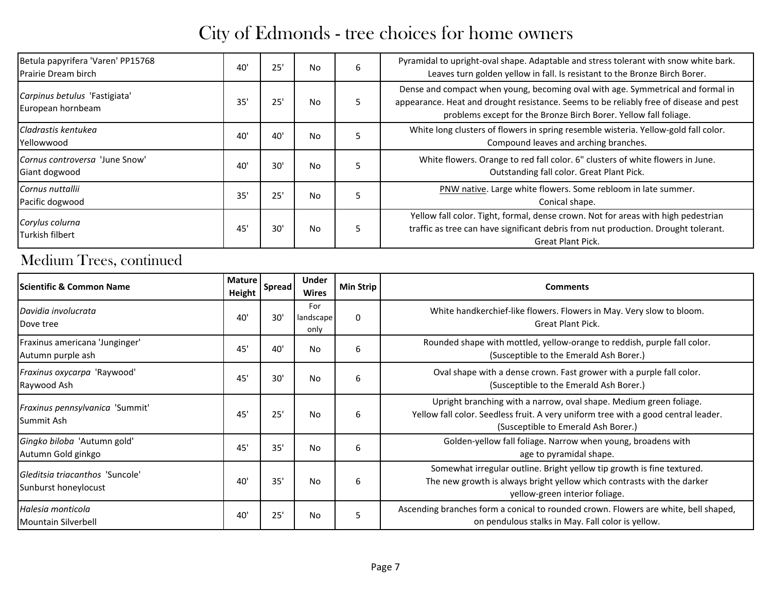# City of Edmonds - tree choices for home owners

| Scientific & Common Name | Mature Height | Spread | Under Wires | Min Strip | Comments |
|---|---|---|---|---|---|
| Betula papyrifera 'Varen' PP15768<br>Prairie Dream birch | 40' | 25' | No | 6 | Pyramidal to upright-oval shape. Adaptable and stress tolerant with snow white bark. Leaves turn golden yellow in fall. Is resistant to the Bronze Birch Borer. |
| *Carpinus betulus* 'Fastigiata'<br>European hornbeam | 35' | 25' | No | 5 | Dense and compact when young, becoming oval with age. Symmetrical and formal in appearance. Heat and drought resistance. Seems to be reliably free of disease and pest problems except for the Bronze Birch Borer. Yellow fall foliage. |
| *Cladrastis kentukea*<br>Yellowwood | 40' | 40' | No | 5 | White long clusters of flowers in spring resemble wisteria. Yellow-gold fall color. Compound leaves and arching branches. |
| *Cornus controversa* 'June Snow'<br>Giant dogwood | 40' | 30' | No | 5 | White flowers. Orange to red fall color. 6" clusters of white flowers in June. Outstanding fall color. Great Plant Pick. |
| *Cornus nuttallii*<br>Pacific dogwood | 35' | 25' | No | 5 | PNW native. Large white flowers. Some rebloom in late summer. Conical shape. |
| *Corylus colurna*<br>Turkish filbert | 45' | 30' | No | 5 | Yellow fall color. Tight, formal, dense crown. Not for areas with high pedestrian traffic as tree can have significant debris from nut production. Drought tolerant. Great Plant Pick. |

## Medium Trees, continued

| Scientific & Common Name | Mature Height | Spread | Under Wires | Min Strip | Comments |
|---|---|---|---|---|---|
| *Davidia involucrata*<br>Dove tree | 40' | 30' | For landscape only | 0 | White handkerchief-like flowers. Flowers in May. Very slow to bloom. Great Plant Pick. |
| Fraxinus americana 'Junginger'<br>Autumn purple ash | 45' | 40' | No | 6 | Rounded shape with mottled, yellow-orange to reddish, purple fall color. (Susceptible to the Emerald Ash Borer.) |
| *Fraxinus oxycarpa* 'Raywood'<br>Raywood Ash | 45' | 30' | No | 6 | Oval shape with a dense crown. Fast grower with a purple fall color. (Susceptible to the Emerald Ash Borer.) |
| *Fraxinus pennsylvanica* 'Summit'<br>Summit Ash | 45' | 25' | No | 6 | Upright branching with a narrow, oval shape. Medium green foliage. Yellow fall color. Seedless fruit. A very uniform tree with a good central leader. (Susceptible to Emerald Ash Borer.) |
| *Gingko biloba* 'Autumn gold'<br>Autumn Gold ginkgo | 45' | 35' | No | 6 | Golden-yellow fall foliage. Narrow when young, broadens with age to pyramidal shape. |
| *Gleditsia triacanthos* 'Suncole'<br>Sunburst honeylocust | 40' | 35' | No | 6 | Somewhat irregular outline. Bright yellow tip growth is fine textured. The new growth is always bright yellow which contrasts with the darker yellow-green interior foliage. |
| *Halesia monticola*<br>Mountain Silverbell | 40' | 25' | No | 5 | Ascending branches form a conical to rounded crown. Flowers are white, bell shaped, on pendulous stalks in May. Fall color is yellow. |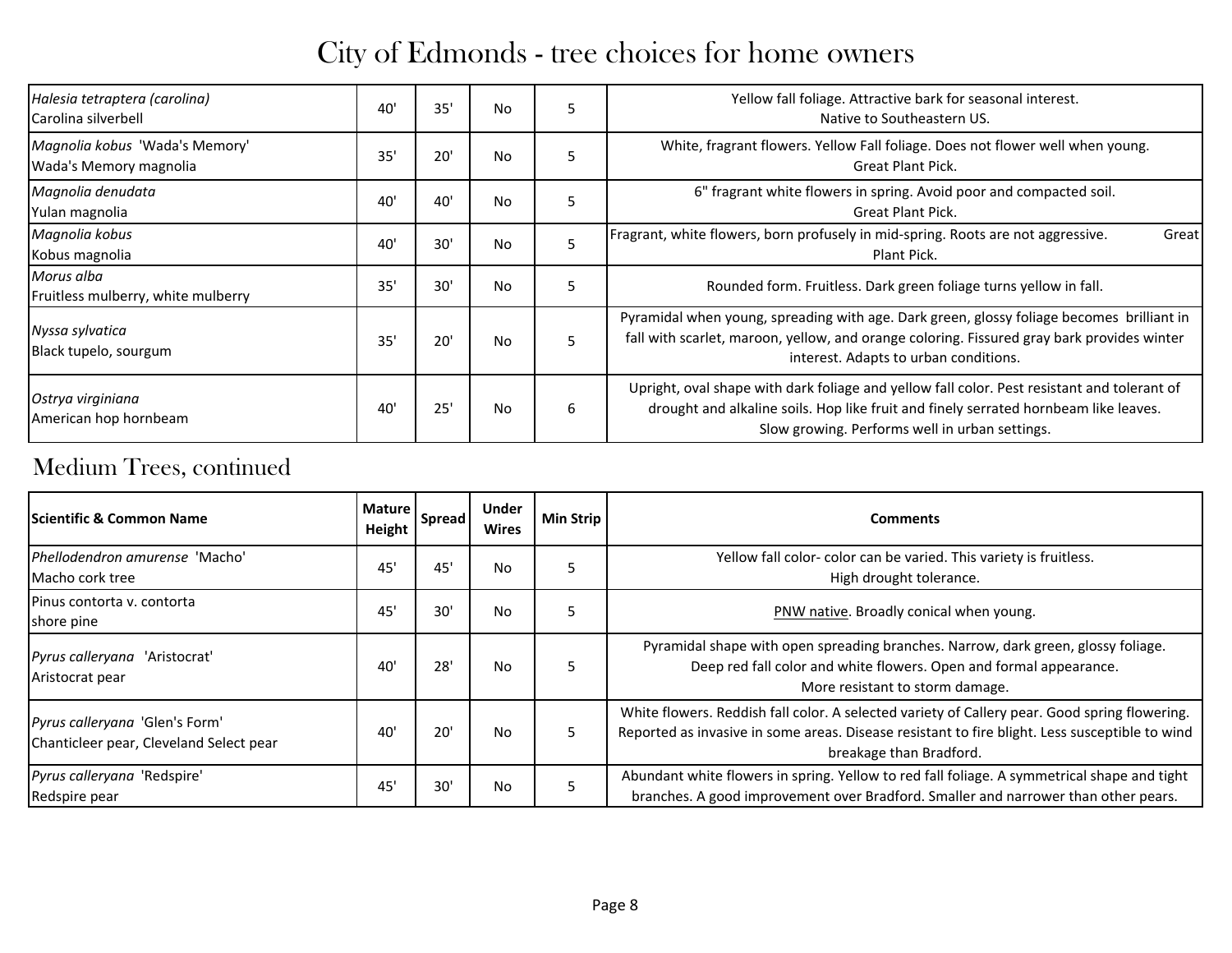# City of Edmonds - tree choices for home owners

| Scientific & Common Name | Mature Height | Spread | Under Wires | Min Strip | Comments |
|---|---|---|---|---|---|
| *Halesia tetraptera (carolina)* Carolina silverbell | 40' | 35' | No | 5 | Yellow fall foliage. Attractive bark for seasonal interest. Native to Southeastern US. |
| *Magnolia kobus* 'Wada's Memory' Wada's Memory magnolia | 35' | 20' | No | 5 | White, fragrant flowers. Yellow Fall foliage. Does not flower well when young. Great Plant Pick. |
| *Magnolia denudata* Yulan magnolia | 40' | 40' | No | 5 | 6" fragrant white flowers in spring. Avoid poor and compacted soil. Great Plant Pick. |
| *Magnolia kobus* Kobus magnolia | 40' | 30' | No | 5 | Fragrant, white flowers, born profusely in mid-spring. Roots are not aggressive. Great Plant Pick. |
| *Morus alba* Fruitless mulberry, white mulberry | 35' | 30' | No | 5 | Rounded form. Fruitless. Dark green foliage turns yellow in fall. |
| *Nyssa sylvatica* Black tupelo, sourgum | 35' | 20' | No | 5 | Pyramidal when young, spreading with age. Dark green, glossy foliage becomes brilliant in fall with scarlet, maroon, yellow, and orange coloring. Fissured gray bark provides winter interest. Adapts to urban conditions. |
| *Ostrya virginiana* American hop hornbeam | 40' | 25' | No | 6 | Upright, oval shape with dark foliage and yellow fall color. Pest resistant and tolerant of drought and alkaline soils. Hop like fruit and finely serrated hornbeam like leaves. Slow growing. Performs well in urban settings. |

## Medium Trees, continued

| Scientific & Common Name | Mature Height | Spread | Under Wires | Min Strip | Comments |
|---|---|---|---|---|---|
| *Phellodendron amurense* 'Macho' Macho cork tree | 45' | 45' | No | 5 | Yellow fall color- color can be varied. This variety is fruitless. High drought tolerance. |
| Pinus contorta v. contorta shore pine | 45' | 30' | No | 5 | PNW native. Broadly conical when young. |
| *Pyrus calleryana* 'Aristocrat' Aristocrat pear | 40' | 28' | No | 5 | Pyramidal shape with open spreading branches. Narrow, dark green, glossy foliage. Deep red fall color and white flowers. Open and formal appearance. More resistant to storm damage. |
| *Pyrus calleryana* 'Glen's Form' Chanticleer pear, Cleveland Select pear | 40' | 20' | No | 5 | White flowers. Reddish fall color. A selected variety of Callery pear. Good spring flowering. Reported as invasive in some areas. Disease resistant to fire blight. Less susceptible to wind breakage than Bradford. |
| *Pyrus calleryana* 'Redspire' Redspire pear | 45' | 30' | No | 5 | Abundant white flowers in spring. Yellow to red fall foliage. A symmetrical shape and tight branches. A good improvement over Bradford. Smaller and narrower than other pears. |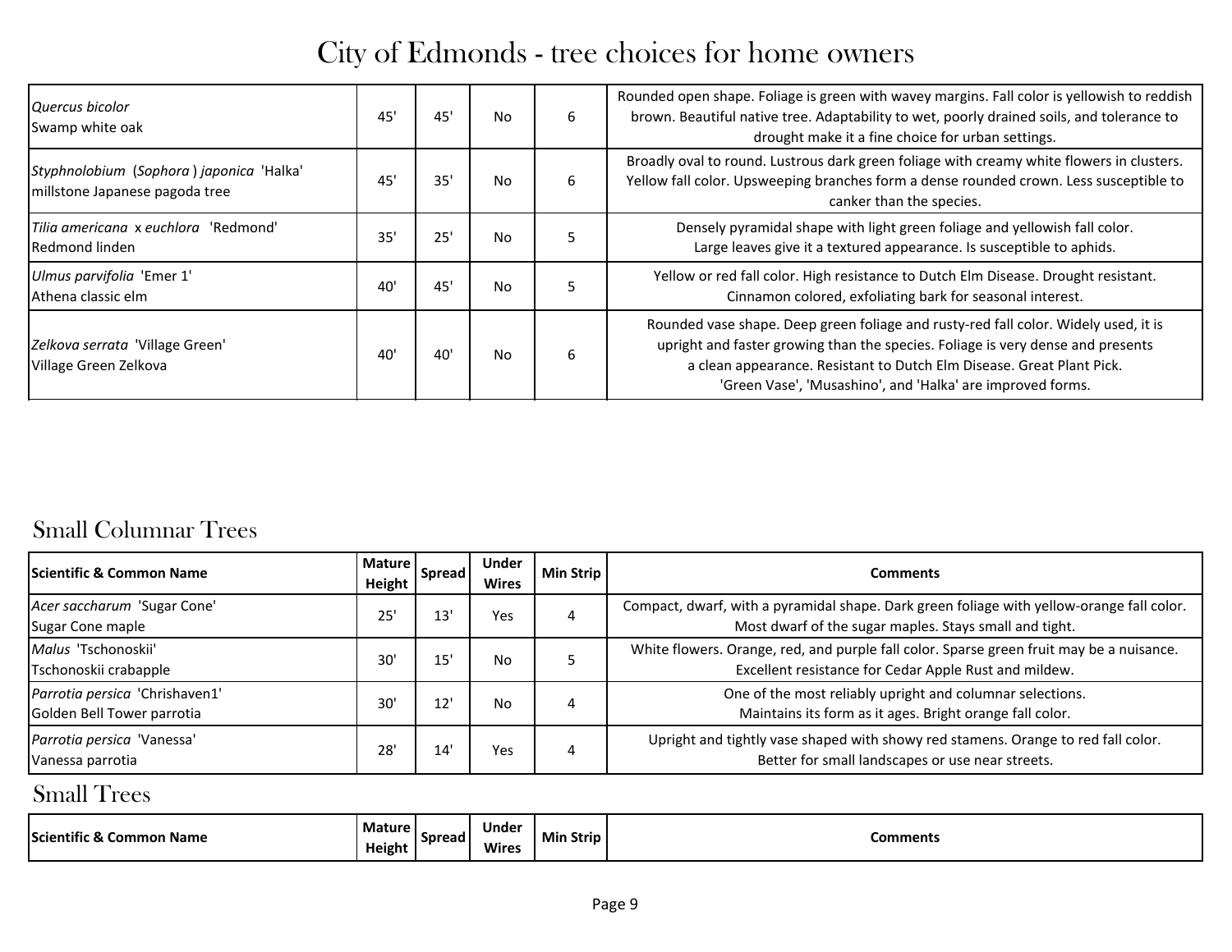# City of Edmonds - tree choices for home owners

| Scientific & Common Name | Mature Height | Spread | Under Wires | Min Strip | Comments |
|---|---|---|---|---|---|
| *Quercus bicolor* Swamp white oak | 45' | 45' | No | 6 | Rounded open shape. Foliage is green with wavey margins. Fall color is yellowish to reddish brown. Beautiful native tree. Adaptability to wet, poorly drained soils, and tolerance to drought make it a fine choice for urban settings. |
| *Styphnolobium* (*Sophora*) *japonica* 'Halka' millstone Japanese pagoda tree | 45' | 35' | No | 6 | Broadly oval to round. Lustrous dark green foliage with creamy white flowers in clusters. Yellow fall color. Upsweeping branches form a dense rounded crown. Less susceptible to canker than the species. |
| *Tilia americana* x *euchlora* 'Redmond' Redmond linden | 35' | 25' | No | 5 | Densely pyramidal shape with light green foliage and yellowish fall color. Large leaves give it a textured appearance. Is susceptible to aphids. |
| *Ulmus parvifolia* 'Emer 1' Athena classic elm | 40' | 45' | No | 5 | Yellow or red fall color. High resistance to Dutch Elm Disease. Drought resistant. Cinnamon colored, exfoliating bark for seasonal interest. |
| *Zelkova serrata* 'Village Green' Village Green Zelkova | 40' | 40' | No | 6 | Rounded vase shape. Deep green foliage and rusty-red fall color. Widely used, it is upright and faster growing than the species. Foliage is very dense and presents a clean appearance. Resistant to Dutch Elm Disease. Great Plant Pick. 'Green Vase', 'Musashino', and 'Halka' are improved forms. |

## Small Columnar Trees

| Scientific & Common Name | Mature Height | Spread | Under Wires | Min Strip | Comments |
|---|---|---|---|---|---|
| *Acer saccharum* 'Sugar Cone' Sugar Cone maple | 25' | 13' | Yes | 4 | Compact, dwarf, with a pyramidal shape. Dark green foliage with yellow-orange fall color. Most dwarf of the sugar maples. Stays small and tight. |
| *Malus* 'Tschonoskii' Tschonoskii crabapple | 30' | 15' | No | 5 | White flowers. Orange, red, and purple fall color. Sparse green fruit may be a nuisance. Excellent resistance for Cedar Apple Rust and mildew. |
| *Parrotia persica* 'Chrishaven1' Golden Bell Tower parrotia | 30' | 12' | No | 4 | One of the most reliably upright and columnar selections. Maintains its form as it ages. Bright orange fall color. |
| *Parrotia persica* 'Vanessa' Vanessa parrotia | 28' | 14' | Yes | 4 | Upright and tightly vase shaped with showy red stamens. Orange to red fall color. Better for small landscapes or use near streets. |

## Small Trees

| Scientific & Common Name | Mature Height | Spread | Under Wires | Min Strip | Comments |
|---|---|---|---|---|---|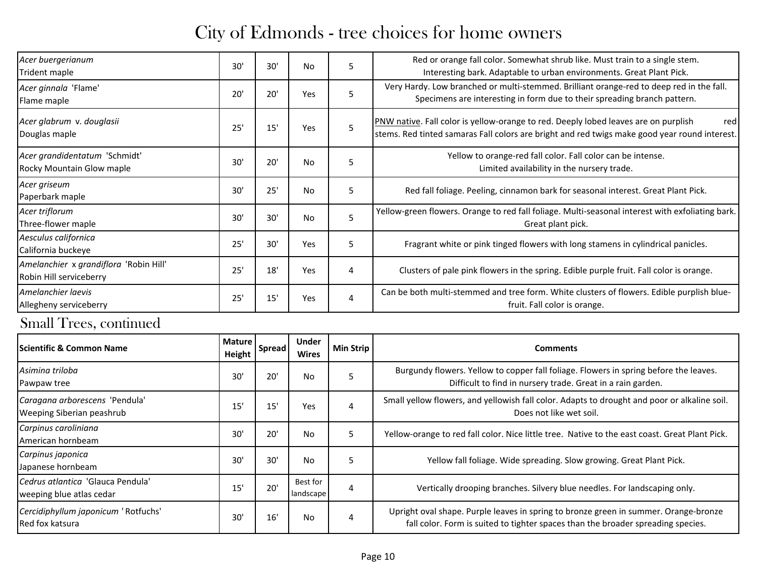# City of Edmonds - tree choices for home owners

| Scientific & Common Name | Mature Height | Spread | Under Wires | Min Strip | Comments |
|---|---|---|---|---|---|
| *Acer buergerianum*<br>Trident maple | 30' | 30' | No | 5 | Red or orange fall color. Somewhat shrub like. Must train to a single stem. Interesting bark. Adaptable to urban environments. Great Plant Pick. |
| *Acer ginnala* 'Flame'<br>Flame maple | 20' | 20' | Yes | 5 | Very Hardy. Low branched or multi-stemmed. Brilliant orange-red to deep red in the fall. Specimens are interesting in form due to their spreading branch pattern. |
| *Acer glabrum* v. *douglasii*<br>Douglas maple | 25' | 15' | Yes | 5 | PNW native. Fall color is yellow-orange to red. Deeply lobed leaves are on purplish red stems. Red tinted samaras Fall colors are bright and red twigs make good year round interest. |
| *Acer grandidentatum* 'Schmidt'<br>Rocky Mountain Glow maple | 30' | 20' | No | 5 | Yellow to orange-red fall color. Fall color can be intense. Limited availability in the nursery trade. |
| *Acer griseum*<br>Paperbark maple | 30' | 25' | No | 5 | Red fall foliage. Peeling, cinnamon bark for seasonal interest. Great Plant Pick. |
| *Acer triflorum*<br>Three-flower maple | 30' | 30' | No | 5 | Yellow-green flowers. Orange to red fall foliage. Multi-seasonal interest with exfoliating bark. Great plant pick. |
| *Aesculus californica*<br>California buckeye | 25' | 30' | Yes | 5 | Fragrant white or pink tinged flowers with long stamens in cylindrical panicles. |
| *Amelanchier* x *grandiflora* 'Robin Hill'<br>Robin Hill serviceberry | 25' | 18' | Yes | 4 | Clusters of pale pink flowers in the spring. Edible purple fruit. Fall color is orange. |
| *Amelanchier laevis*<br>Allegheny serviceberry | 25' | 15' | Yes | 4 | Can be both multi-stemmed and tree form. White clusters of flowers. Edible purplish blue-fruit. Fall color is orange. |

## Small Trees, continued

| Scientific & Common Name | Mature Height | Spread | Under Wires | Min Strip | Comments |
|---|---|---|---|---|---|
| *Asimina triloba*<br>Pawpaw tree | 30' | 20' | No | 5 | Burgundy flowers. Yellow to copper fall foliage. Flowers in spring before the leaves. Difficult to find in nursery trade. Great in a rain garden. |
| *Caragana arborescens* 'Pendula'<br>Weeping Siberian peashrub | 15' | 15' | Yes | 4 | Small yellow flowers, and yellowish fall color. Adapts to drought and poor or alkaline soil. Does not like wet soil. |
| *Carpinus caroliniana*<br>American hornbeam | 30' | 20' | No | 5 | Yellow-orange to red fall color. Nice little tree. Native to the east coast. Great Plant Pick. |
| *Carpinus japonica*<br>Japanese hornbeam | 30' | 30' | No | 5 | Yellow fall foliage. Wide spreading. Slow growing. Great Plant Pick. |
| *Cedrus atlantica* 'Glauca Pendula'<br>weeping blue atlas cedar | 15' | 20' | Best for landscape | 4 | Vertically drooping branches. Silvery blue needles. For landscaping only. |
| *Cercidiphyllum japonicum* ' Rotfuchs'<br>Red fox katsura | 30' | 16' | No | 4 | Upright oval shape. Purple leaves in spring to bronze green in summer. Orange-bronze fall color. Form is suited to tighter spaces than the broader spreading species. |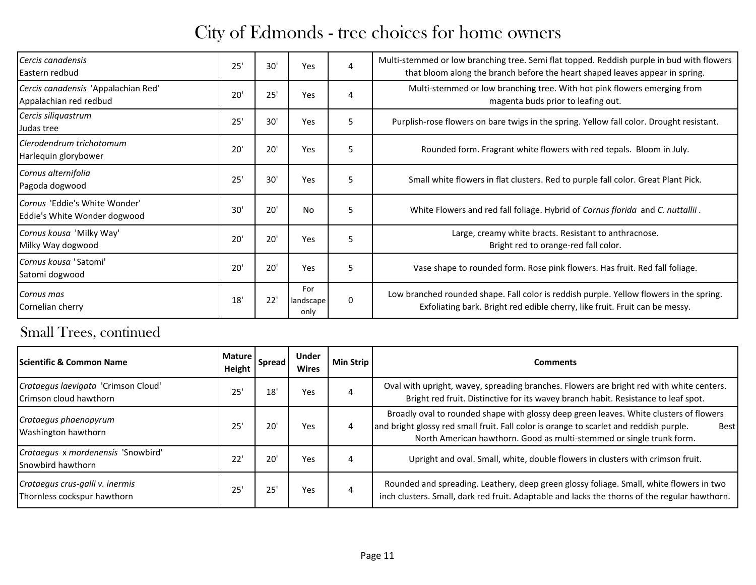# City of Edmonds - tree choices for home owners

| Scientific & Common Name | Mature Height | Spread | Under Wires | Min Strip | Comments |
|---|---|---|---|---|---|
| *Cercis canadensis*<br>Eastern redbud | 25' | 30' | Yes | 4 | Multi-stemmed or low branching tree. Semi flat topped. Reddish purple in bud with flowers that bloom along the branch before the heart shaped leaves appear in spring. |
| *Cercis canadensis* 'Appalachian Red'<br>Appalachian red redbud | 20' | 25' | Yes | 4 | Multi-stemmed or low branching tree. With hot pink flowers emerging from magenta buds prior to leafing out. |
| *Cercis siliquastrum*<br>Judas tree | 25' | 30' | Yes | 5 | Purplish-rose flowers on bare twigs in the spring. Yellow fall color. Drought resistant. |
| *Clerodendrum trichotomum*<br>Harlequin glorybower | 20' | 20' | Yes | 5 | Rounded form. Fragrant white flowers with red tepals. Bloom in July. |
| *Cornus alternifolia*<br>Pagoda dogwood | 25' | 30' | Yes | 5 | Small white flowers in flat clusters. Red to purple fall color. Great Plant Pick. |
| *Cornus* 'Eddie's White Wonder'<br>Eddie's White Wonder dogwood | 30' | 20' | No | 5 | White Flowers and red fall foliage. Hybrid of *Cornus florida* and *C. nuttallii*. |
| *Cornus kousa* 'Milky Way'<br>Milky Way dogwood | 20' | 20' | Yes | 5 | Large, creamy white bracts. Resistant to anthracnose. Bright red to orange-red fall color. |
| *Cornus kousa* 'Satomi'<br>Satomi dogwood | 20' | 20' | Yes | 5 | Vase shape to rounded form. Rose pink flowers. Has fruit. Red fall foliage. |
| *Cornus mas*<br>Cornelian cherry | 18' | 22' | For landscape only | 0 | Low branched rounded shape. Fall color is reddish purple. Yellow flowers in the spring. Exfoliating bark. Bright red edible cherry, like fruit. Fruit can be messy. |

## Small Trees, continued

| Scientific & Common Name | Mature Height | Spread | Under Wires | Min Strip | Comments |
|---|---|---|---|---|---|
| *Crataegus laevigata* 'Crimson Cloud'<br>Crimson cloud hawthorn | 25' | 18' | Yes | 4 | Oval with upright, wavey, spreading branches. Flowers are bright red with white centers. Bright red fruit. Distinctive for its wavey branch habit. Resistance to leaf spot. |
| *Crataegus phaenopyrum*<br>Washington hawthorn | 25' | 20' | Yes | 4 | Broadly oval to rounded shape with glossy deep green leaves. White clusters of flowers and bright glossy red small fruit. Fall color is orange to scarlet and reddish purple. Best North American hawthorn. Good as multi-stemmed or single trunk form. |
| *Crataegus* x *mordenensis* 'Snowbird'<br>Snowbird hawthorn | 22' | 20' | Yes | 4 | Upright and oval. Small, white, double flowers in clusters with crimson fruit. |
| *Crataegus crus-galli v. inermis*<br>Thornless cockspur hawthorn | 25' | 25' | Yes | 4 | Rounded and spreading. Leathery, deep green glossy foliage. Small, white flowers in two inch clusters. Small, dark red fruit. Adaptable and lacks the thorns of the regular hawthorn. |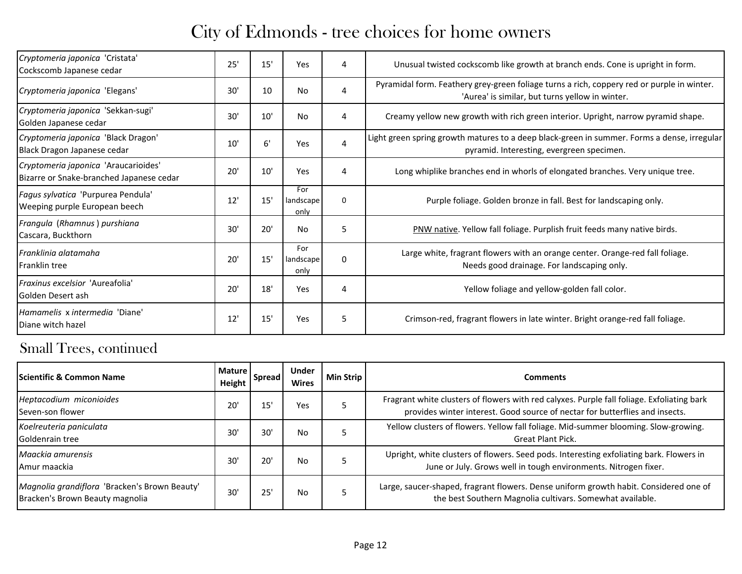# City of Edmonds - tree choices for home owners

| Scientific & Common Name | Mature Height | Spread | Under Wires | Min Strip | Comments |
|---|---|---|---|---|---|
| *Cryptomeria japonica* 'Cristata'<br>Cockscomb Japanese cedar | 25' | 15' | Yes | 4 | Unusual twisted cockscomb like growth at branch ends. Cone is upright in form. |
| *Cryptomeria japonica* 'Elegans' | 30' | 10 | No | 4 | Pyramidal form. Feathery grey-green foliage turns a rich, coppery red or purple in winter. 'Aurea' is similar, but turns yellow in winter. |
| *Cryptomeria japonica* 'Sekkan-sugi'<br>Golden Japanese cedar | 30' | 10' | No | 4 | Creamy yellow new growth with rich green interior. Upright, narrow pyramid shape. |
| *Cryptomeria japonica* 'Black Dragon'<br>Black Dragon Japanese cedar | 10' | 6' | Yes | 4 | Light green spring growth matures to a deep black-green in summer. Forms a dense, irregular pyramid. Interesting, evergreen specimen. |
| *Cryptomeria japonica* 'Araucarioides'<br>Bizarre or Snake-branched Japanese cedar | 20' | 10' | Yes | 4 | Long whiplike branches end in whorls of elongated branches. Very unique tree. |
| *Fagus sylvatica* 'Purpurea Pendula'<br>Weeping purple European beech | 12' | 15' | For landscape only | 0 | Purple foliage. Golden bronze in fall. Best for landscaping only. |
| *Frangula* (*Rhamnus*) *purshiana*<br>Cascara, Buckthorn | 30' | 20' | No | 5 | PNW native. Yellow fall foliage. Purplish fruit feeds many native birds. |
| *Franklinia alatamaha*<br>Franklin tree | 20' | 15' | For landscape only | 0 | Large white, fragrant flowers with an orange center. Orange-red fall foliage. Needs good drainage. For landscaping only. |
| *Fraxinus excelsior* 'Aureafolia'<br>Golden Desert ash | 20' | 18' | Yes | 4 | Yellow foliage and yellow-golden fall color. |
| *Hamamelis* x *intermedia* 'Diane'<br>Diane witch hazel | 12' | 15' | Yes | 5 | Crimson-red, fragrant flowers in late winter. Bright orange-red fall foliage. |

## Small Trees, continued

| Scientific & Common Name | Mature Height | Spread | Under Wires | Min Strip | Comments |
|---|---|---|---|---|---|
| *Heptacodium miconioides*<br>Seven-son flower | 20' | 15' | Yes | 5 | Fragrant white clusters of flowers with red calyxes. Purple fall foliage. Exfoliating bark provides winter interest. Good source of nectar for butterflies and insects. |
| *Koelreuteria paniculata*<br>Goldenrain tree | 30' | 30' | No | 5 | Yellow clusters of flowers. Yellow fall foliage. Mid-summer blooming. Slow-growing. Great Plant Pick. |
| *Maackia amurensis*<br>Amur maackia | 30' | 20' | No | 5 | Upright, white clusters of flowers. Seed pods. Interesting exfoliating bark. Flowers in June or July. Grows well in tough environments. Nitrogen fixer. |
| *Magnolia grandiflora* 'Bracken's Brown Beauty'<br>Bracken's Brown Beauty magnolia | 30' | 25' | No | 5 | Large, saucer-shaped, fragrant flowers. Dense uniform growth habit. Considered one of the best Southern Magnolia cultivars. Somewhat available. |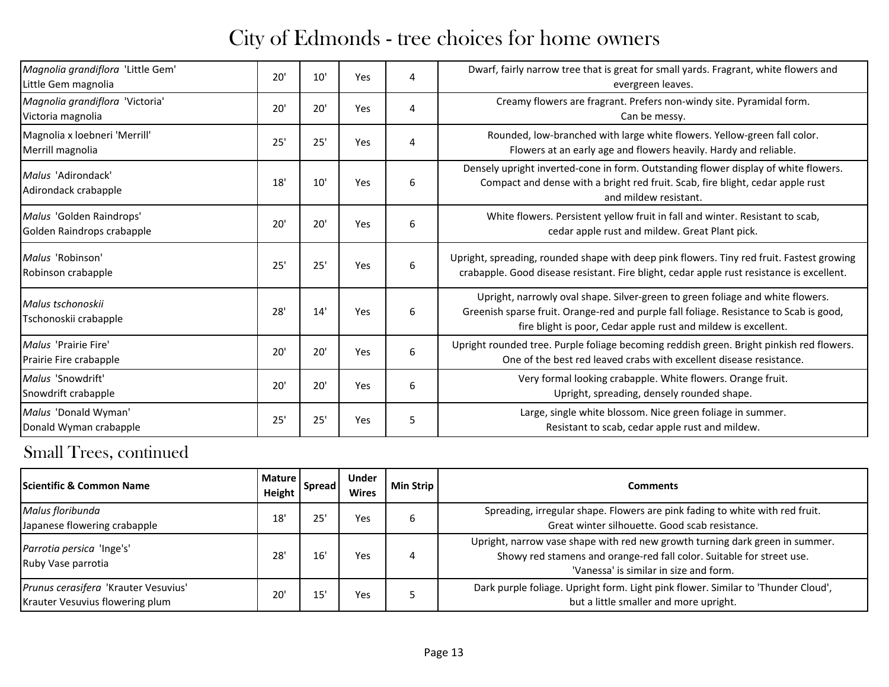# City of Edmonds - tree choices for home owners

| Scientific & Common Name | Mature Height | Spread | Under Wires | Min Strip | Comments |
|---|---|---|---|---|---|
| *Magnolia grandiflora* 'Little Gem' Little Gem magnolia | 20' | 10' | Yes | 4 | Dwarf, fairly narrow tree that is great for small yards. Fragrant, white flowers and evergreen leaves. |
| *Magnolia grandiflora* 'Victoria' Victoria magnolia | 20' | 20' | Yes | 4 | Creamy flowers are fragrant. Prefers non-windy site. Pyramidal form. Can be messy. |
| Magnolia x loebneri 'Merrill' Merrill magnolia | 25' | 25' | Yes | 4 | Rounded, low-branched with large white flowers. Yellow-green fall color. Flowers at an early age and flowers heavily. Hardy and reliable. |
| *Malus* 'Adirondack' Adirondack crabapple | 18' | 10' | Yes | 6 | Densely upright inverted-cone in form. Outstanding flower display of white flowers. Compact and dense with a bright red fruit. Scab, fire blight, cedar apple rust and mildew resistant. |
| *Malus* 'Golden Raindrops' Golden Raindrops crabapple | 20' | 20' | Yes | 6 | White flowers. Persistent yellow fruit in fall and winter. Resistant to scab, cedar apple rust and mildew. Great Plant pick. |
| *Malus* 'Robinson' Robinson crabapple | 25' | 25' | Yes | 6 | Upright, spreading, rounded shape with deep pink flowers. Tiny red fruit. Fastest growing crabapple. Good disease resistant. Fire blight, cedar apple rust resistance is excellent. |
| *Malus tschonoskii* Tschonoskii crabapple | 28' | 14' | Yes | 6 | Upright, narrowly oval shape. Silver-green to green foliage and white flowers. Greenish sparse fruit. Orange-red and purple fall foliage. Resistance to Scab is good, fire blight is poor, Cedar apple rust and mildew is excellent. |
| *Malus* 'Prairie Fire' Prairie Fire crabapple | 20' | 20' | Yes | 6 | Upright rounded tree. Purple foliage becoming reddish green. Bright pinkish red flowers. One of the best red leaved crabs with excellent disease resistance. |
| *Malus* 'Snowdrift' Snowdrift crabapple | 20' | 20' | Yes | 6 | Very formal looking crabapple. White flowers. Orange fruit. Upright, spreading, densely rounded shape. |
| *Malus* 'Donald Wyman' Donald Wyman crabapple | 25' | 25' | Yes | 5 | Large, single white blossom. Nice green foliage in summer. Resistant to scab, cedar apple rust and mildew. |

## Small Trees, continued

| Scientific & Common Name | Mature Height | Spread | Under Wires | Min Strip | Comments |
|---|---|---|---|---|---|
| *Malus floribunda* Japanese flowering crabapple | 18' | 25' | Yes | 6 | Spreading, irregular shape. Flowers are pink fading to white with red fruit. Great winter silhouette. Good scab resistance. |
| *Parrotia persica* 'Inge's' Ruby Vase parrotia | 28' | 16' | Yes | 4 | Upright, narrow vase shape with red new growth turning dark green in summer. Showy red stamens and orange-red fall color. Suitable for street use. 'Vanessa' is similar in size and form. |
| *Prunus cerasifera* 'Krauter Vesuvius' Krauter Vesuvius flowering plum | 20' | 15' | Yes | 5 | Dark purple foliage. Upright form. Light pink flower. Similar to 'Thunder Cloud', but a little smaller and more upright. |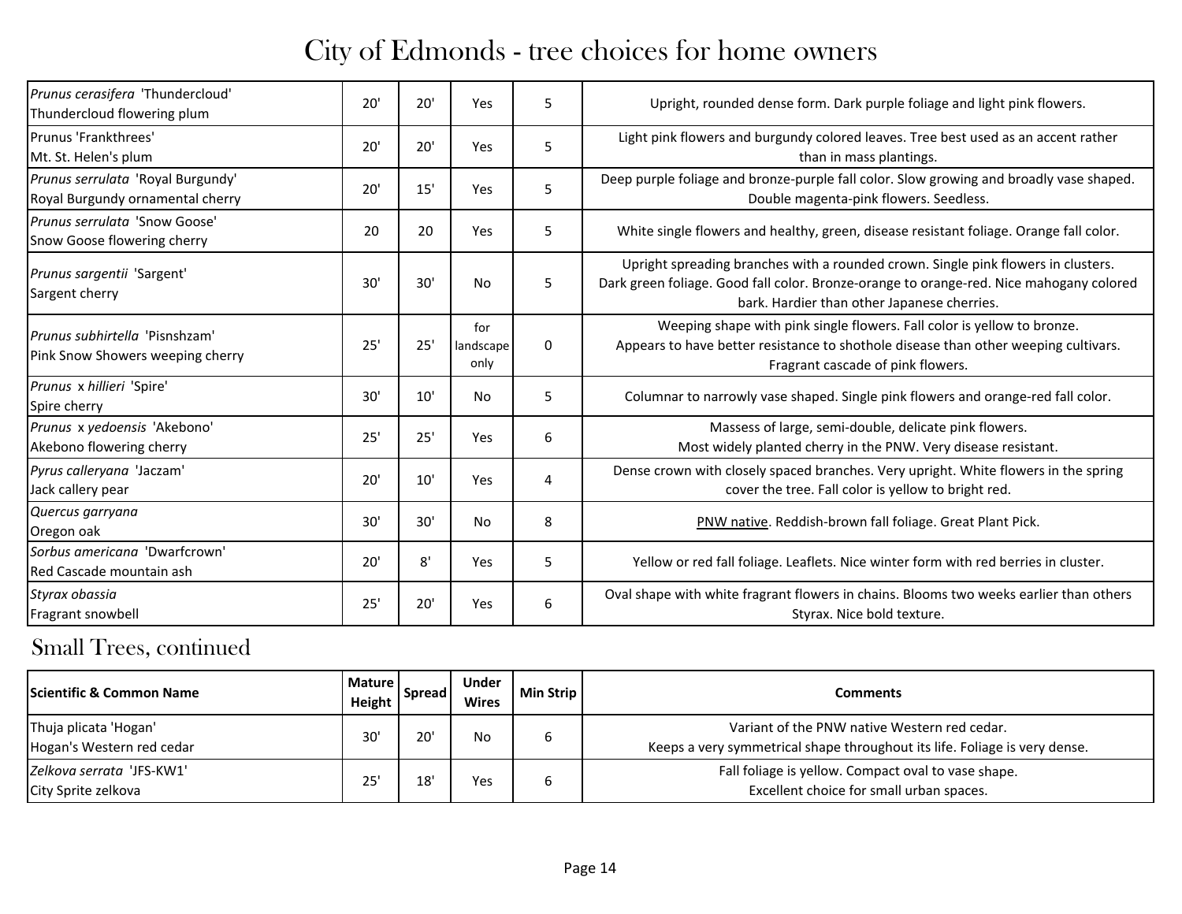# City of Edmonds - tree choices for home owners

| | | | | | |
|---|---|---|---|---|---|
| *Prunus cerasifera* 'Thundercloud'<br>Thundercloud flowering plum | 20' | 20' | Yes | 5 | Upright, rounded dense form. Dark purple foliage and light pink flowers. |
| Prunus 'Frankthrees'<br>Mt. St. Helen's plum | 20' | 20' | Yes | 5 | Light pink flowers and burgundy colored leaves. Tree best used as an accent rather than in mass plantings. |
| *Prunus serrulata* 'Royal Burgundy'<br>Royal Burgundy ornamental cherry | 20' | 15' | Yes | 5 | Deep purple foliage and bronze-purple fall color. Slow growing and broadly vase shaped. Double magenta-pink flowers. Seedless. |
| *Prunus serrulata* 'Snow Goose'<br>Snow Goose flowering cherry | 20 | 20 | Yes | 5 | White single flowers and healthy, green, disease resistant foliage. Orange fall color. |
| *Prunus sargentii* 'Sargent'<br>Sargent cherry | 30' | 30' | No | 5 | Upright spreading branches with a rounded crown. Single pink flowers in clusters. Dark green foliage. Good fall color. Bronze-orange to orange-red. Nice mahogany colored bark. Hardier than other Japanese cherries. |
| *Prunus subhirtella* 'Pisnshzam'<br>Pink Snow Showers weeping cherry | 25' | 25' | for landscape only | 0 | Weeping shape with pink single flowers. Fall color is yellow to bronze. Appears to have better resistance to shothole disease than other weeping cultivars. Fragrant cascade of pink flowers. |
| *Prunus* x *hillieri* 'Spire'<br>Spire cherry | 30' | 10' | No | 5 | Columnar to narrowly vase shaped. Single pink flowers and orange-red fall color. |
| *Prunus* x *yedoensis* 'Akebono'<br>Akebono flowering cherry | 25' | 25' | Yes | 6 | Massess of large, semi-double, delicate pink flowers. Most widely planted cherry in the PNW. Very disease resistant. |
| *Pyrus calleryana* 'Jaczam'<br>Jack callery pear | 20' | 10' | Yes | 4 | Dense crown with closely spaced branches. Very upright. White flowers in the spring cover the tree. Fall color is yellow to bright red. |
| *Quercus garryana*<br>Oregon oak | 30' | 30' | No | 8 | PNW native. Reddish-brown fall foliage. Great Plant Pick. |
| *Sorbus americana* 'Dwarfcrown'<br>Red Cascade mountain ash | 20' | 8' | Yes | 5 | Yellow or red fall foliage. Leaflets. Nice winter form with red berries in cluster. |
| *Styrax obassia*<br>Fragrant snowbell | 25' | 20' | Yes | 6 | Oval shape with white fragrant flowers in chains. Blooms two weeks earlier than others Styrax. Nice bold texture. |

## Small Trees, continued

| Scientific & Common Name | Mature Height | Spread | Under Wires | Min Strip | Comments |
|---|---|---|---|---|---|
| Thuja plicata 'Hogan'<br>Hogan's Western red cedar | 30' | 20' | No | 6 | Variant of the PNW native Western red cedar. Keeps a very symmetrical shape throughout its life. Foliage is very dense. |
| *Zelkova serrata* 'JFS-KW1'<br>City Sprite zelkova | 25' | 18' | Yes | 6 | Fall foliage is yellow. Compact oval to vase shape. Excellent choice for small urban spaces. |